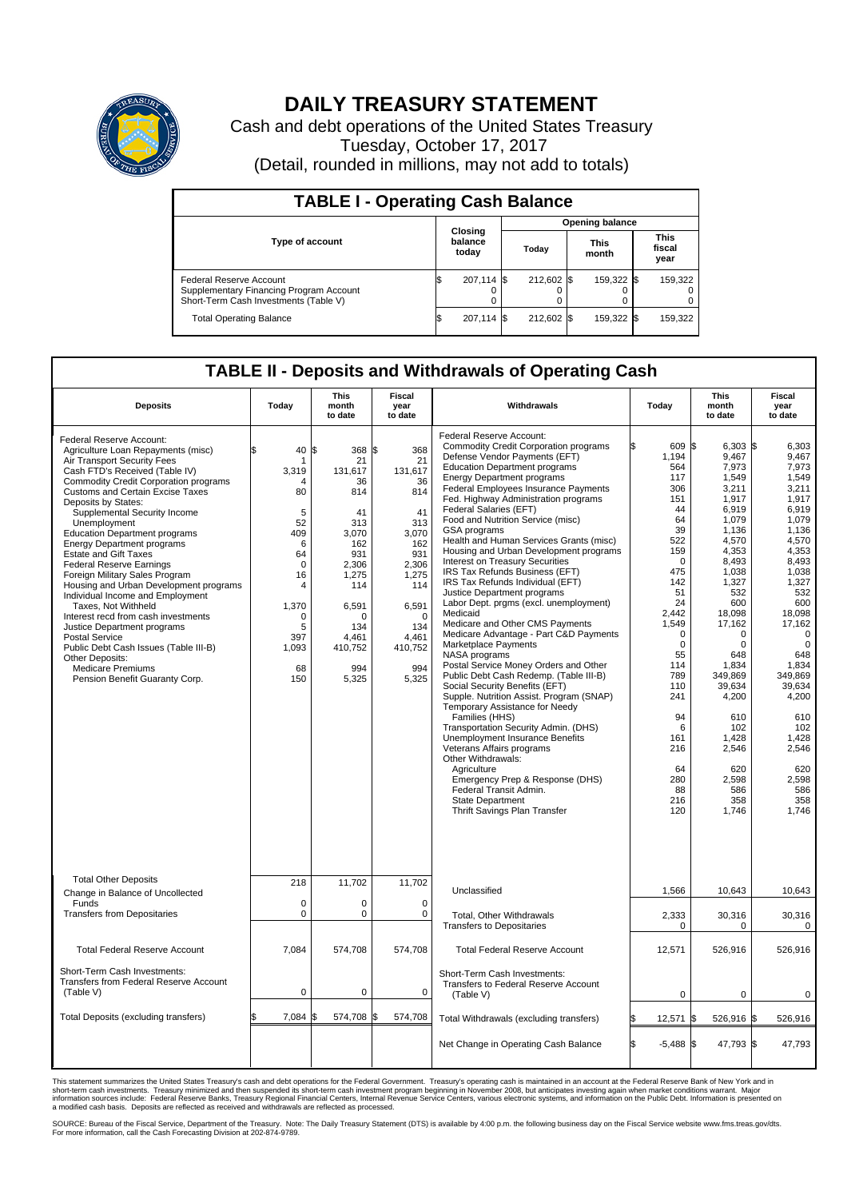# DAILY TREASURY STATEMENT

Cash and debt operations of the United States Treasury

Tuesday, October 17, 2017

(Detail, rounded in millions, may not add to totals)

## TABLE I - Operating Cash Balance

| Type of account | Closing balance today | Opening balance Today | Opening balance This month | Opening balance This fiscal year |
|---|---|---|---|---|
| Federal Reserve Account | $ 207,114 | $ 212,602 | $ 159,322 | $ 159,322 |
| Supplementary Financing Program Account | 0 | 0 | 0 | 0 |
| Short-Term Cash Investments (Table V) | 0 | 0 | 0 | 0 |
| Total Operating Balance | $ 207,114 | $ 212,602 | $ 159,322 | $ 159,322 |

## TABLE II - Deposits and Withdrawals of Operating Cash

| Deposits | Today | This month to date | Fiscal year to date |
|---|---|---|---|
| Federal Reserve Account: | | | |
| Agriculture Loan Repayments (misc) | $ 40 | $ 368 | $ 368 |
| Air Transport Security Fees | 1 | 21 | 21 |
| Cash FTD's Received (Table IV) | 3,319 | 131,617 | 131,617 |
| Commodity Credit Corporation programs | 4 | 36 | 36 |
| Customs and Certain Excise Taxes | 80 | 814 | 814 |
| Deposits by States: | | | |
| Supplemental Security Income | 5 | 41 | 41 |
| Unemployment | 52 | 313 | 313 |
| Education Department programs | 409 | 3,070 | 3,070 |
| Energy Department programs | 6 | 162 | 162 |
| Estate and Gift Taxes | 64 | 931 | 931 |
| Federal Reserve Earnings | 0 | 2,306 | 2,306 |
| Foreign Military Sales Program | 16 | 1,275 | 1,275 |
| Housing and Urban Development programs | 4 | 114 | 114 |
| Individual Income and Employment Taxes, Not Withheld | 1,370 | 6,591 | 6,591 |
| Interest recd from cash investments | 0 | 0 | 0 |
| Justice Department programs | 5 | 134 | 134 |
| Postal Service | 397 | 4,461 | 4,461 |
| Public Debt Cash Issues (Table III-B) | 1,093 | 410,752 | 410,752 |
| Other Deposits: | | | |
| Medicare Premiums | 68 | 994 | 994 |
| Pension Benefit Guaranty Corp. | 150 | 5,325 | 5,325 |
| Total Other Deposits | 218 | 11,702 | 11,702 |
| Change in Balance of Uncollected Funds | 0 | 0 | 0 |
| Transfers from Depositaries | 0 | 0 | 0 |
| Total Federal Reserve Account | 7,084 | 574,708 | 574,708 |
| Short-Term Cash Investments: Transfers from Federal Reserve Account (Table V) | 0 | 0 | 0 |
| Total Deposits (excluding transfers) | $ 7,084 | $ 574,708 | $ 574,708 |

| Withdrawals | Today | This month to date | Fiscal year to date |
|---|---|---|---|
| Federal Reserve Account: | | | |
| Commodity Credit Corporation programs | $ 609 | $ 6,303 | $ 6,303 |
| Defense Vendor Payments (EFT) | 1,194 | 9,467 | 9,467 |
| Education Department programs | 564 | 7,973 | 7,973 |
| Energy Department programs | 117 | 1,549 | 1,549 |
| Federal Employees Insurance Payments | 306 | 3,211 | 3,211 |
| Fed. Highway Administration programs | 151 | 1,917 | 1,917 |
| Federal Salaries (EFT) | 44 | 6,919 | 6,919 |
| Food and Nutrition Service (misc) | 64 | 1,079 | 1,079 |
| GSA programs | 39 | 1,136 | 1,136 |
| Health and Human Services Grants (misc) | 522 | 4,570 | 4,570 |
| Housing and Urban Development programs | 159 | 4,353 | 4,353 |
| Interest on Treasury Securities | 0 | 8,493 | 8,493 |
| IRS Tax Refunds Business (EFT) | 475 | 1,038 | 1,038 |
| IRS Tax Refunds Individual (EFT) | 142 | 1,327 | 1,327 |
| Justice Department programs | 51 | 532 | 532 |
| Labor Dept. prgms (excl. unemployment) | 24 | 600 | 600 |
| Medicaid | 2,442 | 18,098 | 18,098 |
| Medicare and Other CMS Payments | 1,549 | 17,162 | 17,162 |
| Medicare Advantage - Part C&D Payments | 0 | 0 | 0 |
| Marketplace Payments | 0 | 0 | 0 |
| NASA programs | 55 | 648 | 648 |
| Postal Service Money Orders and Other | 114 | 1,834 | 1,834 |
| Public Debt Cash Redemp. (Table III-B) | 789 | 349,869 | 349,869 |
| Social Security Benefits (EFT) | 110 | 39,634 | 39,634 |
| Supple. Nutrition Assist. Program (SNAP) | 241 | 4,200 | 4,200 |
| Temporary Assistance for Needy Families (HHS) | 94 | 610 | 610 |
| Transportation Security Admin. (DHS) | 6 | 102 | 102 |
| Unemployment Insurance Benefits | 161 | 1,428 | 1,428 |
| Veterans Affairs programs | 216 | 2,546 | 2,546 |
| Other Withdrawals: | | | |
| Agriculture | 64 | 620 | 620 |
| Emergency Prep & Response (DHS) | 280 | 2,598 | 2,598 |
| Federal Transit Admin. | 88 | 586 | 586 |
| State Department | 216 | 358 | 358 |
| Thrift Savings Plan Transfer | 120 | 1,746 | 1,746 |
| Unclassified | 1,566 | 10,643 | 10,643 |
| Total, Other Withdrawals | 2,333 | 30,316 | 30,316 |
| Transfers to Depositaries | 0 | 0 | 0 |
| Total Federal Reserve Account | 12,571 | 526,916 | 526,916 |
| Short-Term Cash Investments: Transfers to Federal Reserve Account (Table V) | 0 | 0 | 0 |
| Total Withdrawals (excluding transfers) | $ 12,571 | $ 526,916 | $ 526,916 |
| Net Change in Operating Cash Balance | $ -5,488 | $ 47,793 | $ 47,793 |

This statement summarizes the United States Treasury's cash and debt operations for the Federal Government. Treasury's operating cash is maintained in an account at the Federal Reserve Bank of New York and in short-term cash investments. Treasury minimized and then suspended its short-term cash investment program beginning in November 2008, but anticipates investing again when market conditions warrant. Major information sources include: Federal Reserve Banks, Treasury Regional Financial Centers, Internal Revenue Service Centers, various electronic systems, and information on the Public Debt. Information is presented on a modified cash basis. Deposits are reflected as received and withdrawals are reflected as processed.

SOURCE: Bureau of the Fiscal Service, Department of the Treasury. Note: The Daily Treasury Statement (DTS) is available by 4:00 p.m. the following business day on the Fiscal Service website www.fms.treas.gov/dts. For more information, call the Cash Forecasting Division at 202-874-9789.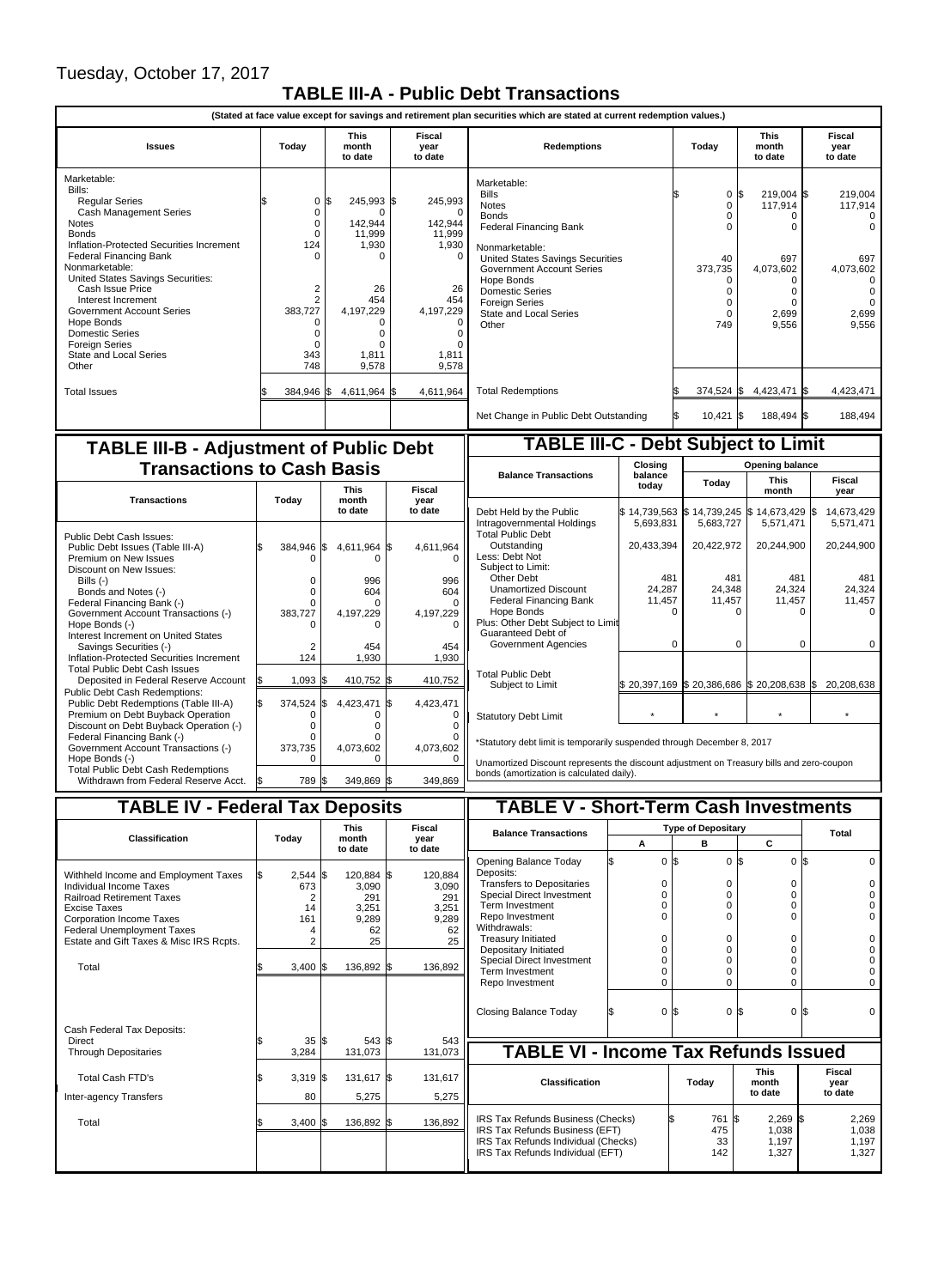Tuesday, October 17, 2017

# TABLE III-A - Public Debt Transactions

(Stated at face value except for savings and retirement plan securities which are stated at current redemption values.)

| Issues | Today | This month to date | Fiscal year to date |
|---|---|---|---|
| Marketable: | | | |
| Bills: | | | |
| Regular Series | $ 0 | $ 245,993 | $ 245,993 |
| Cash Management Series | 0 | 0 | 0 |
| Notes | 0 | 142,944 | 142,944 |
| Bonds | 0 | 11,999 | 11,999 |
| Inflation-Protected Securities Increment | 124 | 1,930 | 1,930 |
| Federal Financing Bank | 0 | 0 | 0 |
| Nonmarketable: | | | |
| United States Savings Securities: | | | |
| Cash Issue Price | 2 | 26 | 26 |
| Interest Increment | 2 | 454 | 454 |
| Government Account Series | 383,727 | 4,197,229 | 4,197,229 |
| Hope Bonds | 0 | 0 | 0 |
| Domestic Series | 0 | 0 | 0 |
| Foreign Series | 0 | 0 | 0 |
| State and Local Series | 343 | 1,811 | 1,811 |
| Other | 748 | 9,578 | 9,578 |
| Total Issues | $ 384,946 | $ 4,611,964 | $ 4,611,964 |

| Redemptions | Today | This month to date | Fiscal year to date |
|---|---|---|---|
| Marketable: | | | |
| Bills | $ 0 | $ 219,004 | $ 219,004 |
| Notes | 0 | 117,914 | 117,914 |
| Bonds | 0 | 0 | 0 |
| Federal Financing Bank | 0 | 0 | 0 |
| Nonmarketable: | | | |
| United States Savings Securities | 40 | 697 | 697 |
| Government Account Series | 373,735 | 4,073,602 | 4,073,602 |
| Hope Bonds | 0 | 0 | 0 |
| Domestic Series | 0 | 0 | 0 |
| Foreign Series | 0 | 0 | 0 |
| State and Local Series | 0 | 2,699 | 2,699 |
| Other | 749 | 9,556 | 9,556 |
| Total Redemptions | $ 374,524 | $ 4,423,471 | $ 4,423,471 |
| Net Change in Public Debt Outstanding | $ 10,421 | $ 188,494 | $ 188,494 |

# TABLE III-B - Adjustment of Public Debt Transactions to Cash Basis

| Transactions | Today | This month to date | Fiscal year to date |
|---|---|---|---|
| Public Debt Cash Issues: | | | |
| Public Debt Issues (Table III-A) | $ 384,946 | $ 4,611,964 | $ 4,611,964 |
| Premium on New Issues | 0 | 0 | 0 |
| Discount on New Issues: | | | |
| Bills (-) | 0 | 996 | 996 |
| Bonds and Notes (-) | 0 | 604 | 604 |
| Federal Financing Bank (-) | 0 | 0 | 0 |
| Government Account Transactions (-) | 383,727 | 4,197,229 | 4,197,229 |
| Hope Bonds (-) | 0 | 0 | 0 |
| Interest Increment on United States Savings Securities (-) | 2 | 454 | 454 |
| Inflation-Protected Securities Increment | 124 | 1,930 | 1,930 |
| Total Public Debt Cash Issues Deposited in Federal Reserve Account | $ 1,093 | $ 410,752 | $ 410,752 |
| Public Debt Cash Redemptions: | | | |
| Public Debt Redemptions (Table III-A) | $ 374,524 | $ 4,423,471 | $ 4,423,471 |
| Premium on Debt Buyback Operation | 0 | 0 | 0 |
| Discount on Debt Buyback Operation (-) | 0 | 0 | 0 |
| Federal Financing Bank (-) | 0 | 0 | 0 |
| Government Account Transactions (-) | 373,735 | 4,073,602 | 4,073,602 |
| Hope Bonds (-) | 0 | 0 | 0 |
| Total Public Debt Cash Redemptions Withdrawn from Federal Reserve Acct. | $ 789 | $ 349,869 | $ 349,869 |

# TABLE III-C - Debt Subject to Limit

| Balance Transactions | Closing balance today | Opening balance Today | Opening balance This month | Opening balance Fiscal year |
|---|---|---|---|---|
| Debt Held by the Public | $ 14,739,563 | $ 14,739,245 | $ 14,673,429 | $ 14,673,429 |
| Intragovernmental Holdings | 5,693,831 | 5,683,727 | 5,571,471 | 5,571,471 |
| Total Public Debt Outstanding | 20,433,394 | 20,422,972 | 20,244,900 | 20,244,900 |
| Less: Debt Not Subject to Limit: | | | | |
| Other Debt | 481 | 481 | 481 | 481 |
| Unamortized Discount | 24,287 | 24,348 | 24,324 | 24,324 |
| Federal Financing Bank | 11,457 | 11,457 | 11,457 | 11,457 |
| Hope Bonds | 0 | 0 | 0 | 0 |
| Plus: Other Debt Subject to Limit | | | | |
| Guaranteed Debt of Government Agencies | 0 | 0 | 0 | 0 |
| Total Public Debt Subject to Limit | $ 20,397,169 | $ 20,386,686 | $ 20,208,638 | $ 20,208,638 |
| Statutory Debt Limit | * | * | * | * |

*Statutory debt limit is temporarily suspended through December 8, 2017

Unamortized Discount represents the discount adjustment on Treasury bills and zero-coupon bonds (amortization is calculated daily).

# TABLE IV - Federal Tax Deposits

| Classification | Today | This month to date | Fiscal year to date |
|---|---|---|---|
| Withheld Income and Employment Taxes | $ 2,544 | $ 120,884 | $ 120,884 |
| Individual Income Taxes | 673 | 3,090 | 3,090 |
| Railroad Retirement Taxes | 2 | 291 | 291 |
| Excise Taxes | 14 | 3,251 | 3,251 |
| Corporation Income Taxes | 161 | 9,289 | 9,289 |
| Federal Unemployment Taxes | 4 | 62 | 62 |
| Estate and Gift Taxes & Misc IRS Rcpts. | 2 | 25 | 25 |
| Total | $ 3,400 | $ 136,892 | $ 136,892 |
| Cash Federal Tax Deposits: | | | |
| Direct | $ 35 | $ 543 | $ 543 |
| Through Depositaries | 3,284 | 131,073 | 131,073 |
| Total Cash FTD's | $ 3,319 | $ 131,617 | $ 131,617 |
| Inter-agency Transfers | 80 | 5,275 | 5,275 |
| Total | $ 3,400 | $ 136,892 | $ 136,892 |

# TABLE V - Short-Term Cash Investments

| Balance Transactions | Type of Depositary A | B | C | Total |
|---|---|---|---|---|
| Opening Balance Today | $ 0 | $ 0 | $ 0 | $ 0 |
| Deposits: | | | | |
| Transfers to Depositaries | 0 | 0 | 0 | 0 |
| Special Direct Investment | 0 | 0 | 0 | 0 |
| Term Investment | 0 | 0 | 0 | 0 |
| Repo Investment | 0 | 0 | 0 | 0 |
| Withdrawals: | | | | |
| Treasury Initiated | 0 | 0 | 0 | 0 |
| Depositary Initiated | 0 | 0 | 0 | 0 |
| Special Direct Investment | 0 | 0 | 0 | 0 |
| Term Investment | 0 | 0 | 0 | 0 |
| Repo Investment | 0 | 0 | 0 | 0 |
| Closing Balance Today | $ 0 | $ 0 | $ 0 | $ 0 |

# TABLE VI - Income Tax Refunds Issued

| Classification | Today | This month to date | Fiscal year to date |
|---|---|---|---|
| IRS Tax Refunds Business (Checks) | $ 761 | $ 2,269 | $ 2,269 |
| IRS Tax Refunds Business (EFT) | 475 | 1,038 | 1,038 |
| IRS Tax Refunds Individual (Checks) | 33 | 1,197 | 1,197 |
| IRS Tax Refunds Individual (EFT) | 142 | 1,327 | 1,327 |